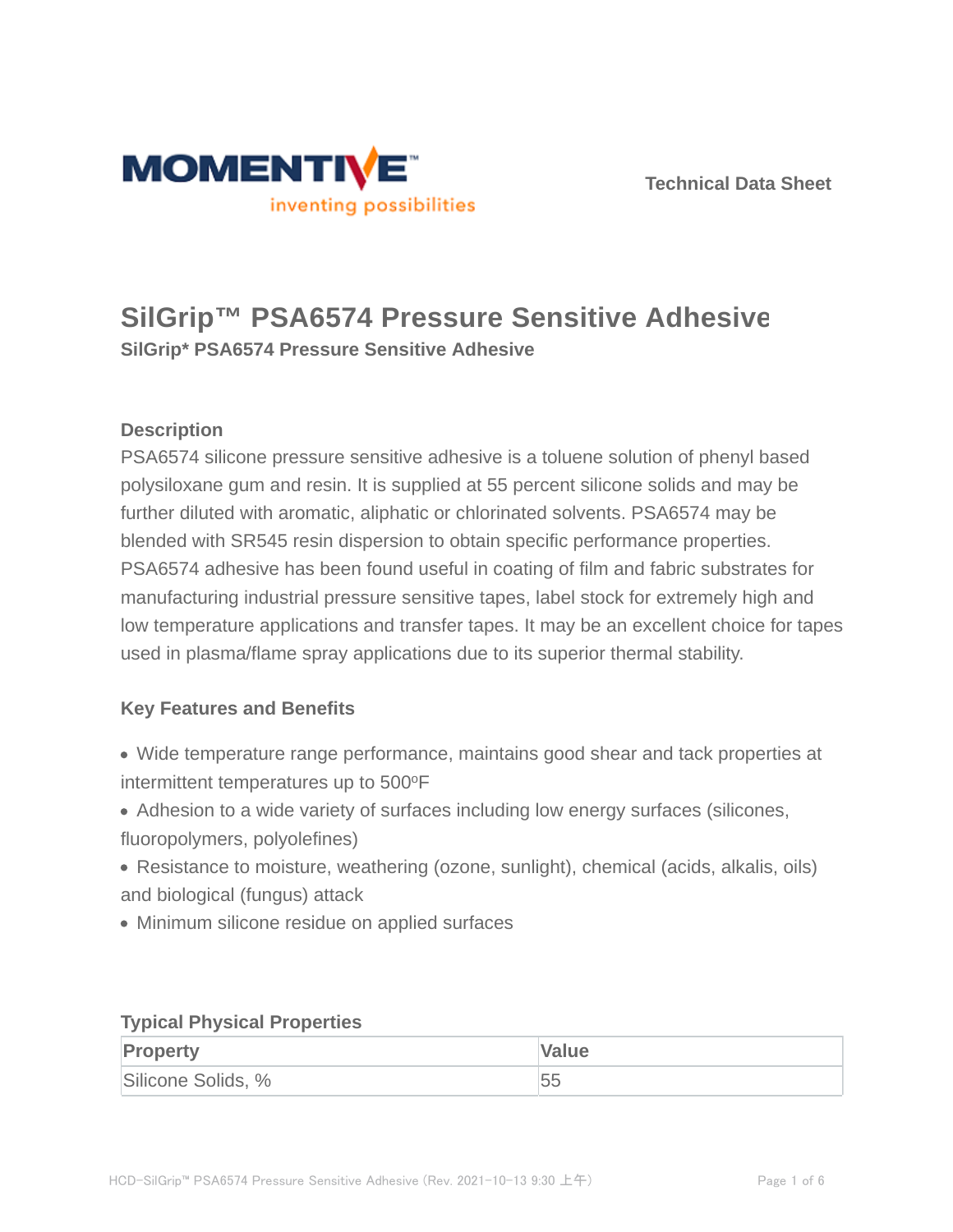Technical Data Sheet

# SilGrip™ PSA6574 Pressure Sensitive Adhesive

**SilGrip* PSA6574 Pressure Sensitive Adhesive**

## Description

PSA6574 silicone pressure sensitive adhesive is a toluene solution of phenyl based polysiloxane gum and resin. It is supplied at 55 percent silicone solids and may be further diluted with aromatic, aliphatic or chlorinated solvents. PSA6574 may be blended with SR545 resin dispersion to obtain specific performance properties. PSA6574 adhesive has been found useful in coating of film and fabric substrates for manufacturing industrial pressure sensitive tapes, label stock for extremely high and low temperature applications and transfer tapes. It may be an excellent choice for tapes used in plasma/flame spray applications due to its superior thermal stability.

## Key Features and Benefits

- Wide temperature range performance, maintains good shear and tack properties at intermittent temperatures up to 500ºF
- Adhesion to a wide variety of surfaces including low energy surfaces (silicones, fluoropolymers, polyolefines)
- Resistance to moisture, weathering (ozone, sunlight), chemical (acids, alkalis, oils) and biological (fungus) attack
- Minimum silicone residue on applied surfaces

## Typical Physical Properties

| Property | Value |
| --- | --- |
| Silicone Solids, % | 55 |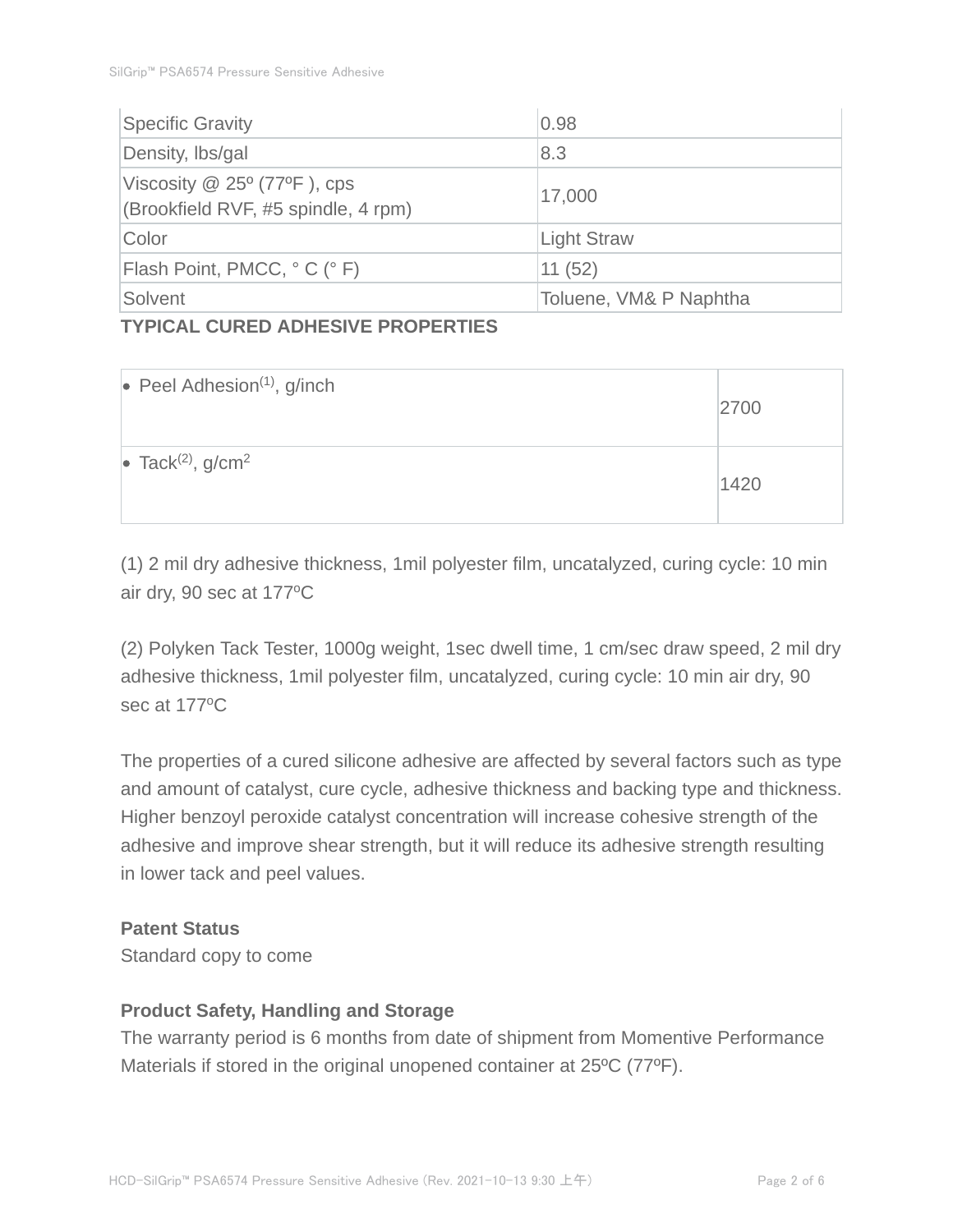| | |
|---|---|
| Specific Gravity | 0.98 |
| Density, lbs/gal | 8.3 |
| Viscosity @ 25º (77ºF ), cps (Brookfield RVF, #5 spindle, 4 rpm) | 17,000 |
| Color | Light Straw |
| Flash Point, PMCC, ° C (° F) | 11 (52) |
| Solvent | Toluene, VM& P Naphtha |

**TYPICAL CURED ADHESIVE PROPERTIES**

| | |
|---|---|
| • Peel Adhesion(1), g/inch | 2700 |
| • Tack(2), $g/cm^2$ | 1420 |

(1) 2 mil dry adhesive thickness, 1mil polyester film, uncatalyzed, curing cycle: 10 min air dry, 90 sec at 177ºC

(2) Polyken Tack Tester, 1000g weight, 1sec dwell time, 1 cm/sec draw speed, 2 mil dry adhesive thickness, 1mil polyester film, uncatalyzed, curing cycle: 10 min air dry, 90 sec at 177ºC

The properties of a cured silicone adhesive are affected by several factors such as type and amount of catalyst, cure cycle, adhesive thickness and backing type and thickness. Higher benzoyl peroxide catalyst concentration will increase cohesive strength of the adhesive and improve shear strength, but it will reduce its adhesive strength resulting in lower tack and peel values.

**Patent Status**

Standard copy to come

**Product Safety, Handling and Storage**

The warranty period is 6 months from date of shipment from Momentive Performance Materials if stored in the original unopened container at 25ºC (77ºF).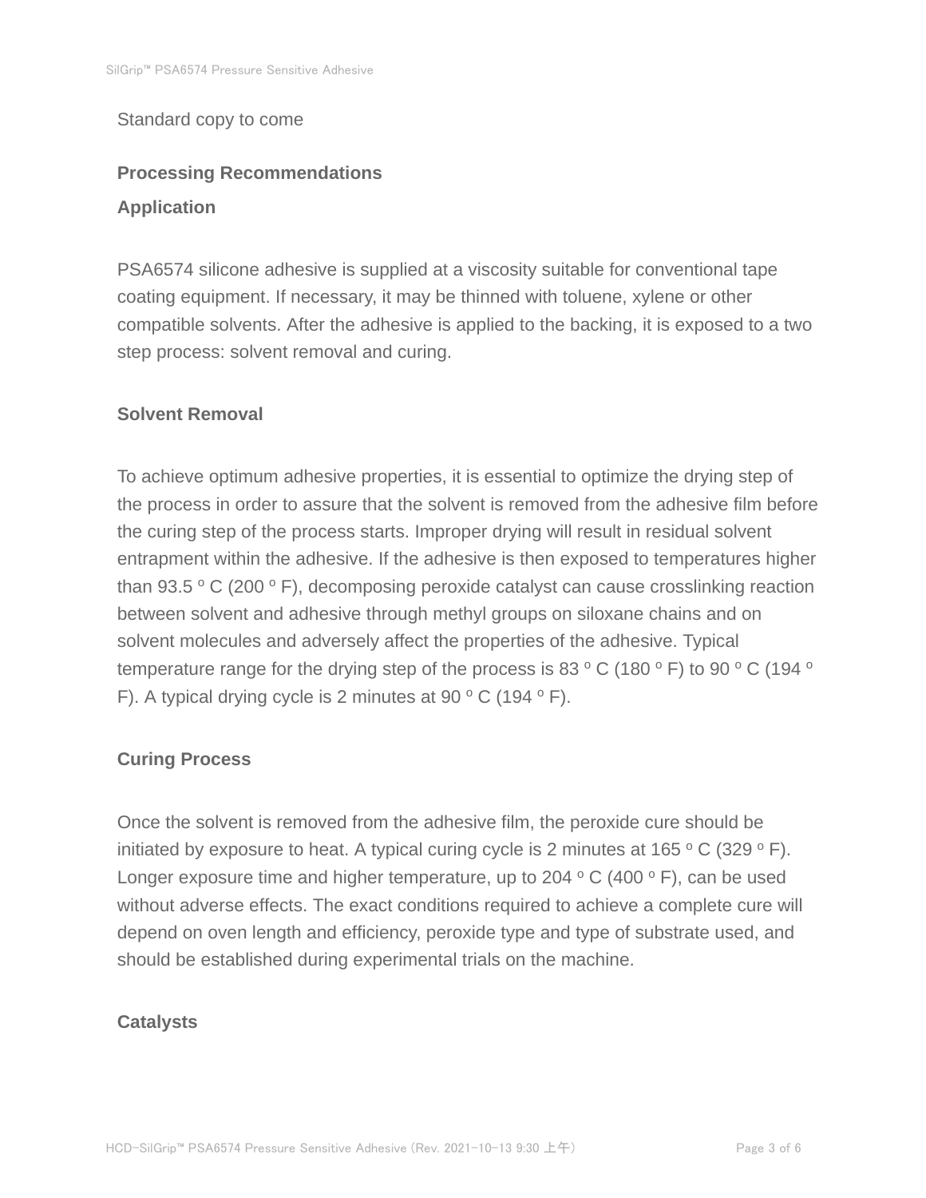Standard copy to come

## Processing Recommendations

### Application

PSA6574 silicone adhesive is supplied at a viscosity suitable for conventional tape coating equipment. If necessary, it may be thinned with toluene, xylene or other compatible solvents. After the adhesive is applied to the backing, it is exposed to a two step process: solvent removal and curing.

### Solvent Removal

To achieve optimum adhesive properties, it is essential to optimize the drying step of the process in order to assure that the solvent is removed from the adhesive film before the curing step of the process starts. Improper drying will result in residual solvent entrapment within the adhesive. If the adhesive is then exposed to temperatures higher than 93.5 $^{o}$ C (200 $^{o}$ F), decomposing peroxide catalyst can cause crosslinking reaction between solvent and adhesive through methyl groups on siloxane chains and on solvent molecules and adversely affect the properties of the adhesive. Typical temperature range for the drying step of the process is 83 $^{o}$ C (180 $^{o}$ F) to 90 $^{o}$ C (194 $^{o}$ F). A typical drying cycle is 2 minutes at 90 $^{o}$ C (194 $^{o}$ F).

### Curing Process

Once the solvent is removed from the adhesive film, the peroxide cure should be initiated by exposure to heat. A typical curing cycle is 2 minutes at 165 $^{o}$ C (329 $^{o}$ F). Longer exposure time and higher temperature, up to 204 $^{o}$ C (400 $^{o}$ F), can be used without adverse effects. The exact conditions required to achieve a complete cure will depend on oven length and efficiency, peroxide type and type of substrate used, and should be established during experimental trials on the machine.

### Catalysts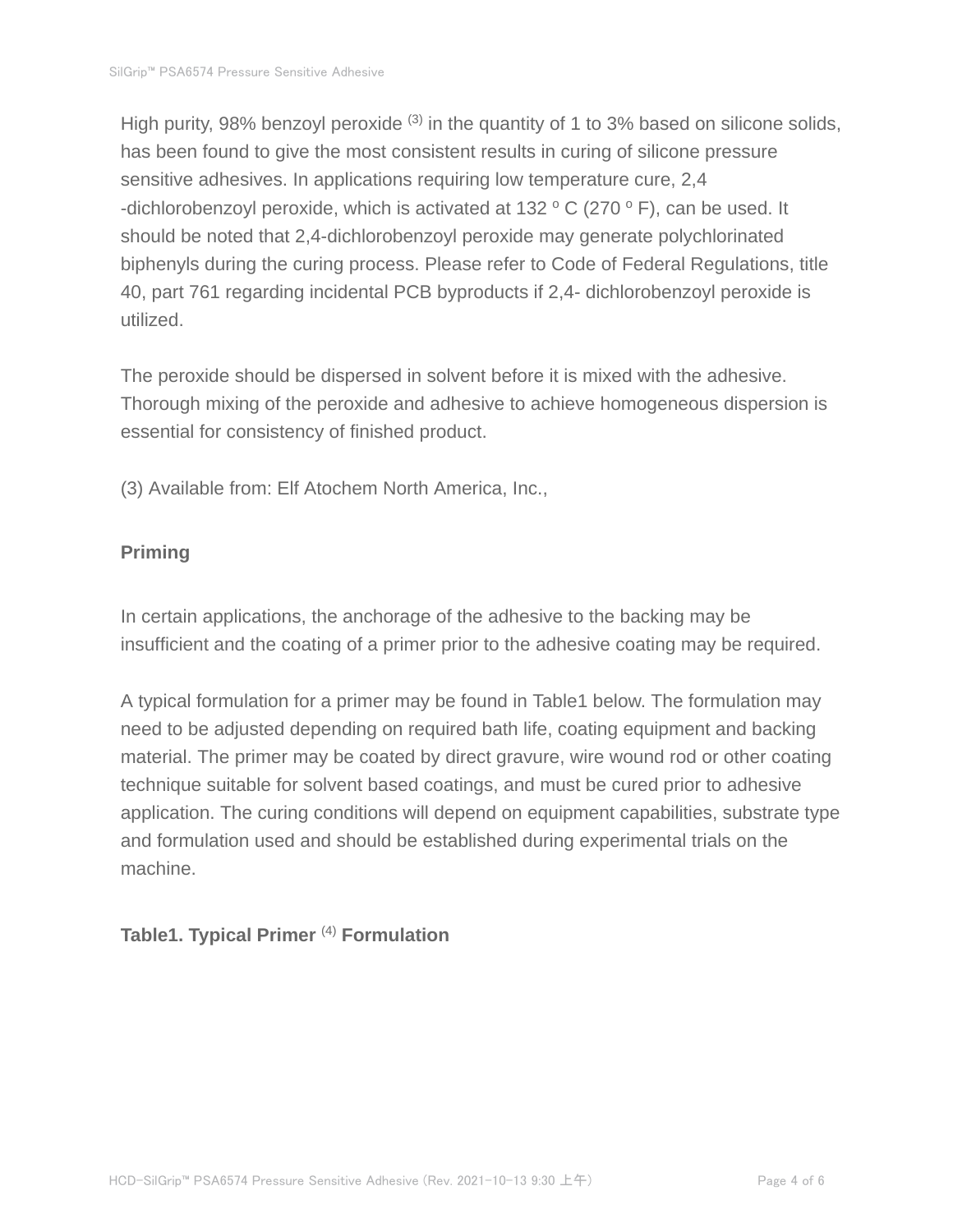High purity, 98% benzoyl peroxide [3] in the quantity of 1 to 3% based on silicone solids, has been found to give the most consistent results in curing of silicone pressure sensitive adhesives. In applications requiring low temperature cure, 2,4 -dichlorobenzoyl peroxide, which is activated at 132 º C (270 º F), can be used. It should be noted that 2,4-dichlorobenzoyl peroxide may generate polychlorinated biphenyls during the curing process. Please refer to Code of Federal Regulations, title 40, part 761 regarding incidental PCB byproducts if 2,4- dichlorobenzoyl peroxide is utilized.

The peroxide should be dispersed in solvent before it is mixed with the adhesive. Thorough mixing of the peroxide and adhesive to achieve homogeneous dispersion is essential for consistency of finished product.

(3) Available from: Elf Atochem North America, Inc.,

## Priming

In certain applications, the anchorage of the adhesive to the backing may be insufficient and the coating of a primer prior to the adhesive coating may be required.

A typical formulation for a primer may be found in Table1 below. The formulation may need to be adjusted depending on required bath life, coating equipment and backing material. The primer may be coated by direct gravure, wire wound rod or other coating technique suitable for solvent based coatings, and must be cured prior to adhesive application. The curing conditions will depend on equipment capabilities, substrate type and formulation used and should be established during experimental trials on the machine.

**Table1. Typical Primer [4] Formulation**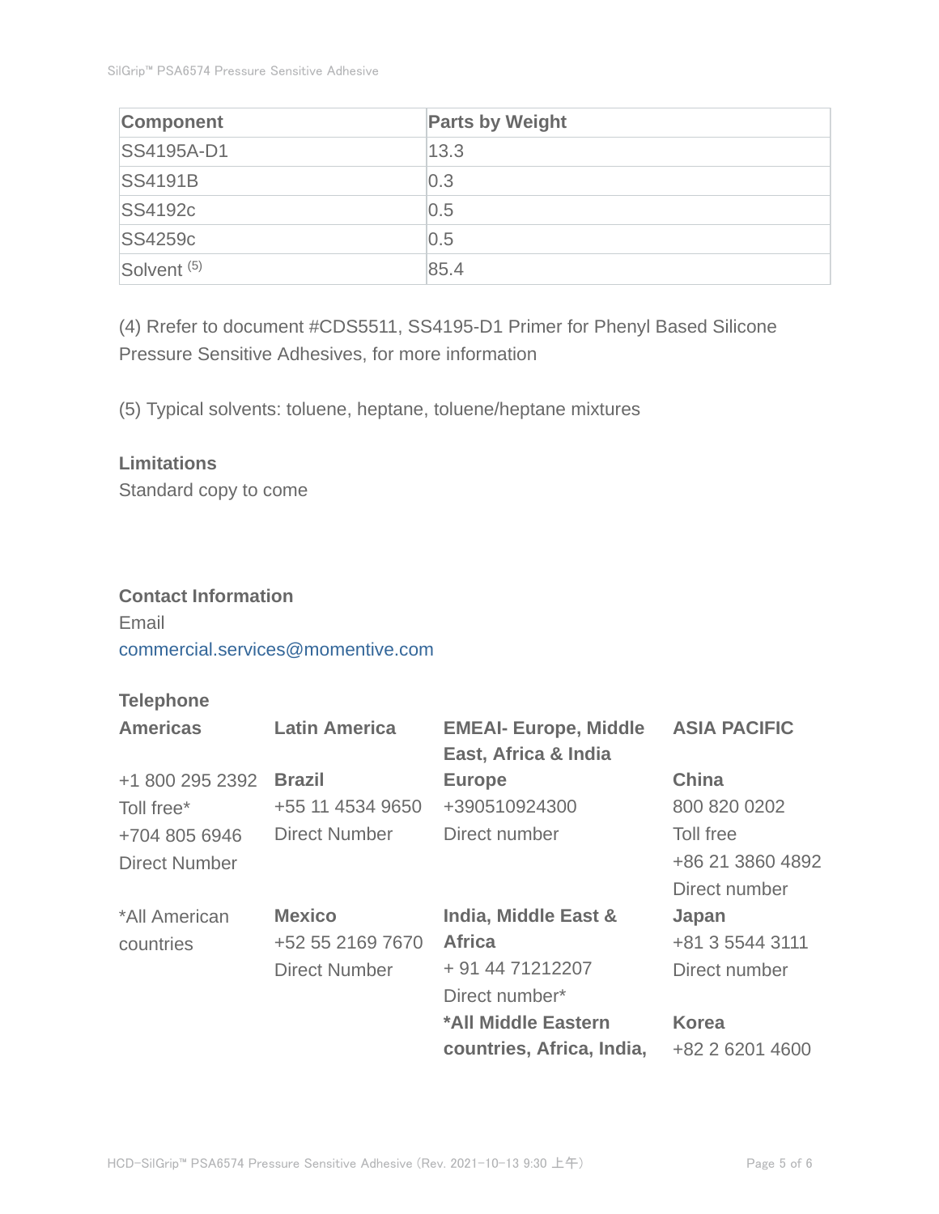| Component | Parts by Weight |
| --- | --- |
| SS4195A-D1 | 13.3 |
| SS4191B | 0.3 |
| SS4192c | 0.5 |
| SS4259c | 0.5 |
| Solvent [5] | 85.4 |

(4) Rrefer to document #CDS5511, SS4195-D1 Primer for Phenyl Based Silicone Pressure Sensitive Adhesives, for more information

(5) Typical solvents: toluene, heptane, toluene/heptane mixtures

**Limitations**

Standard copy to come

**Contact Information**

Email

commercial.services@momentive.com

**Telephone**

**Americas**

+1 800 295 2392
Toll free*

+704 805 6946
Direct Number

*All American countries

**Latin America**

**Brazil**

+55 11 4534 9650
Direct Number

**Mexico**

+52 55 2169 7670
Direct Number

**EMEAI- Europe, Middle East, Africa & India**

**Europe**

+390510924300
Direct number

**India, Middle East & Africa**

+ 91 44 71212207
Direct number*

***All Middle Eastern countries, Africa, India,**

**ASIA PACIFIC**

**China**

800 820 0202
Toll free

+86 21 3860 4892
Direct number

**Japan**

+81 3 5544 3111
Direct number

**Korea**

+82 2 6201 4600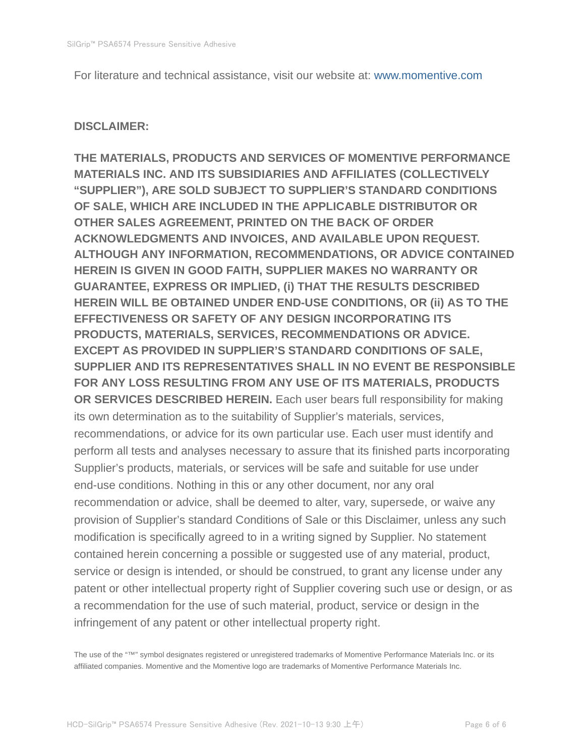For literature and technical assistance, visit our website at: www.momentive.com

**DISCLAIMER:**

**THE MATERIALS, PRODUCTS AND SERVICES OF MOMENTIVE PERFORMANCE MATERIALS INC. AND ITS SUBSIDIARIES AND AFFILIATES (COLLECTIVELY "SUPPLIER"), ARE SOLD SUBJECT TO SUPPLIER'S STANDARD CONDITIONS OF SALE, WHICH ARE INCLUDED IN THE APPLICABLE DISTRIBUTOR OR OTHER SALES AGREEMENT, PRINTED ON THE BACK OF ORDER ACKNOWLEDGMENTS AND INVOICES, AND AVAILABLE UPON REQUEST. ALTHOUGH ANY INFORMATION, RECOMMENDATIONS, OR ADVICE CONTAINED HEREIN IS GIVEN IN GOOD FAITH, SUPPLIER MAKES NO WARRANTY OR GUARANTEE, EXPRESS OR IMPLIED, (i) THAT THE RESULTS DESCRIBED HEREIN WILL BE OBTAINED UNDER END-USE CONDITIONS, OR (ii) AS TO THE EFFECTIVENESS OR SAFETY OF ANY DESIGN INCORPORATING ITS PRODUCTS, MATERIALS, SERVICES, RECOMMENDATIONS OR ADVICE. EXCEPT AS PROVIDED IN SUPPLIER'S STANDARD CONDITIONS OF SALE, SUPPLIER AND ITS REPRESENTATIVES SHALL IN NO EVENT BE RESPONSIBLE FOR ANY LOSS RESULTING FROM ANY USE OF ITS MATERIALS, PRODUCTS OR SERVICES DESCRIBED HEREIN.** Each user bears full responsibility for making its own determination as to the suitability of Supplier's materials, services, recommendations, or advice for its own particular use. Each user must identify and perform all tests and analyses necessary to assure that its finished parts incorporating Supplier's products, materials, or services will be safe and suitable for use under end-use conditions. Nothing in this or any other document, nor any oral recommendation or advice, shall be deemed to alter, vary, supersede, or waive any provision of Supplier's standard Conditions of Sale or this Disclaimer, unless any such modification is specifically agreed to in a writing signed by Supplier. No statement contained herein concerning a possible or suggested use of any material, product, service or design is intended, or should be construed, to grant any license under any patent or other intellectual property right of Supplier covering such use or design, or as a recommendation for the use of such material, product, service or design in the infringement of any patent or other intellectual property right.

The use of the "™" symbol designates registered or unregistered trademarks of Momentive Performance Materials Inc. or its affiliated companies. Momentive and the Momentive logo are trademarks of Momentive Performance Materials Inc.